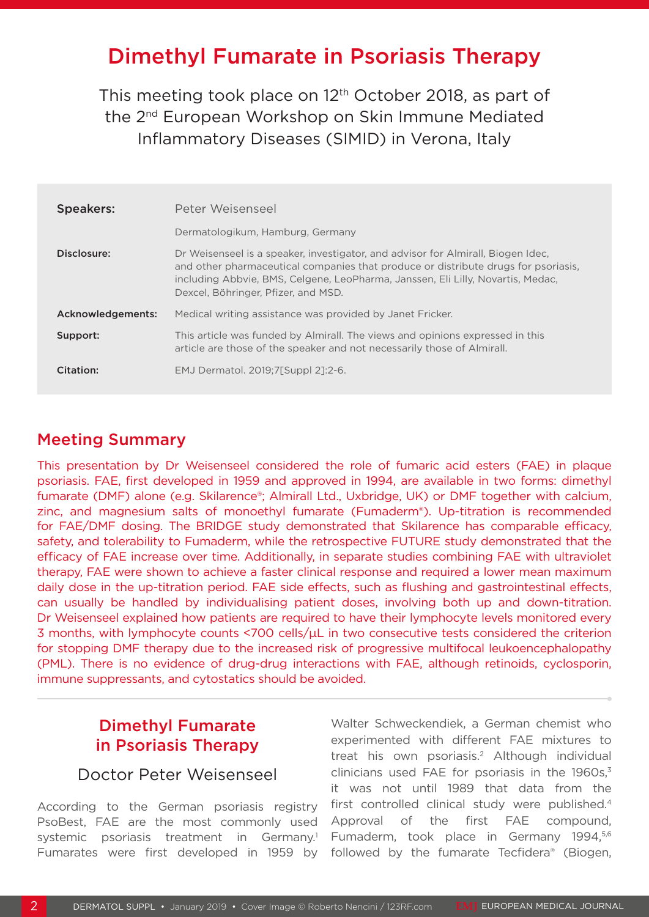# Dimethyl Fumarate in Psoriasis Therapy

This meeting took place on 12th October 2018, as part of the 2nd European Workshop on Skin Immune Mediated Inflammatory Diseases (SIMID) in Verona, Italy

| | |
|---|---|
| **Speakers:** | Peter Weisenseel<br>Dermatologikum, Hamburg, Germany |
| **Disclosure:** | Dr Weisenseel is a speaker, investigator, and advisor for Almirall, Biogen Idec, and other pharmaceutical companies that produce or distribute drugs for psoriasis, including Abbvie, BMS, Celgene, LeoPharma, Janssen, Eli Lilly, Novartis, Medac, Dexcel, Böhringer, Pfizer, and MSD. |
| **Acknowledgements:** | Medical writing assistance was provided by Janet Fricker. |
| **Support:** | This article was funded by Almirall. The views and opinions expressed in this article are those of the speaker and not necessarily those of Almirall. |
| **Citation:** | EMJ Dermatol. 2019;7[Suppl 2]:2-6. |

## Meeting Summary

This presentation by Dr Weisenseel considered the role of fumaric acid esters (FAE) in plaque psoriasis. FAE, first developed in 1959 and approved in 1994, are available in two forms: dimethyl fumarate (DMF) alone (e.g. Skilarence®; Almirall Ltd., Uxbridge, UK) or DMF together with calcium, zinc, and magnesium salts of monoethyl fumarate (Fumaderm®). Up-titration is recommended for FAE/DMF dosing. The BRIDGE study demonstrated that Skilarence has comparable efficacy, safety, and tolerability to Fumaderm, while the retrospective FUTURE study demonstrated that the efficacy of FAE increase over time. Additionally, in separate studies combining FAE with ultraviolet therapy, FAE were shown to achieve a faster clinical response and required a lower mean maximum daily dose in the up-titration period. FAE side effects, such as flushing and gastrointestinal effects, can usually be handled by individualising patient doses, involving both up and down-titration. Dr Weisenseel explained how patients are required to have their lymphocyte levels monitored every 3 months, with lymphocyte counts <700 cells/µL in two consecutive tests considered the criterion for stopping DMF therapy due to the increased risk of progressive multifocal leukoencephalopathy (PML). There is no evidence of drug-drug interactions with FAE, although retinoids, cyclosporin, immune suppressants, and cytostatics should be avoided.

## Dimethyl Fumarate in Psoriasis Therapy

### Doctor Peter Weisenseel

According to the German psoriasis registry PsoBest, FAE are the most commonly used systemic psoriasis treatment in Germany.[1] Fumarates were first developed in 1959 by Walter Schweckendiek, a German chemist who experimented with different FAE mixtures to treat his own psoriasis.[2] Although individual clinicians used FAE for psoriasis in the 1960s,[3] it was not until 1989 that data from the first controlled clinical study were published.[4] Approval of the first FAE compound, Fumaderm, took place in Germany 1994,[5,6] followed by the fumarate Tecfidera® (Biogen,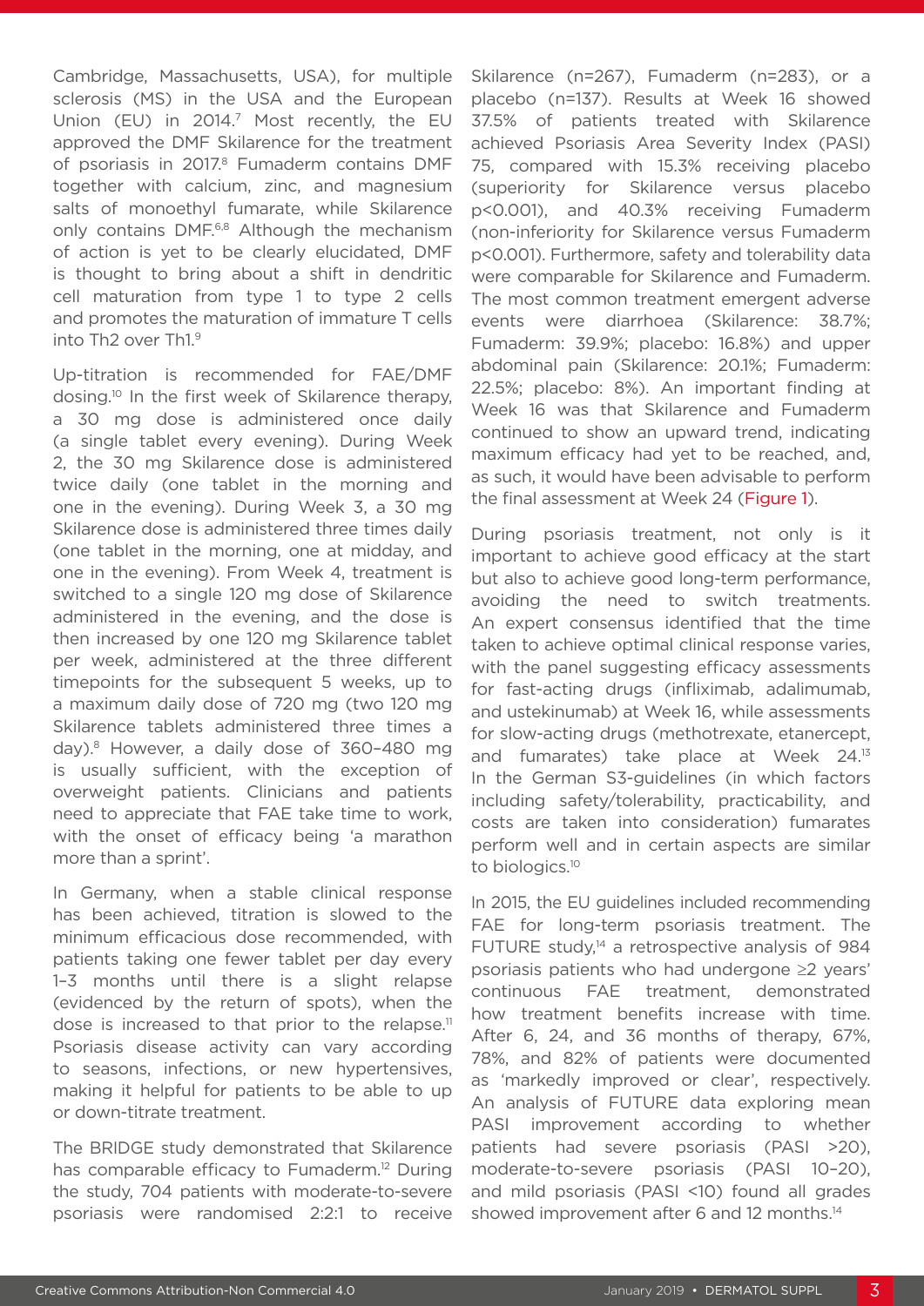Cambridge, Massachusetts, USA), for multiple sclerosis (MS) in the USA and the European Union (EU) in 2014.[7] Most recently, the EU approved the DMF Skilarence for the treatment of psoriasis in 2017.[8] Fumaderm contains DMF together with calcium, zinc, and magnesium salts of monoethyl fumarate, while Skilarence only contains DMF.[6,8] Although the mechanism of action is yet to be clearly elucidated, DMF is thought to bring about a shift in dendritic cell maturation from type 1 to type 2 cells and promotes the maturation of immature T cells into Th2 over Th1.[9]

Up-titration is recommended for FAE/DMF dosing.[10] In the first week of Skilarence therapy, a 30 mg dose is administered once daily (a single tablet every evening). During Week 2, the 30 mg Skilarence dose is administered twice daily (one tablet in the morning and one in the evening). During Week 3, a 30 mg Skilarence dose is administered three times daily (one tablet in the morning, one at midday, and one in the evening). From Week 4, treatment is switched to a single 120 mg dose of Skilarence administered in the evening, and the dose is then increased by one 120 mg Skilarence tablet per week, administered at the three different timepoints for the subsequent 5 weeks, up to a maximum daily dose of 720 mg (two 120 mg Skilarence tablets administered three times a day).[8] However, a daily dose of 360–480 mg is usually sufficient, with the exception of overweight patients. Clinicians and patients need to appreciate that FAE take time to work, with the onset of efficacy being 'a marathon more than a sprint'.

In Germany, when a stable clinical response has been achieved, titration is slowed to the minimum efficacious dose recommended, with patients taking one fewer tablet per day every 1–3 months until there is a slight relapse (evidenced by the return of spots), when the dose is increased to that prior to the relapse.[11] Psoriasis disease activity can vary according to seasons, infections, or new hypertensives, making it helpful for patients to be able to up or down-titrate treatment.

The BRIDGE study demonstrated that Skilarence has comparable efficacy to Fumaderm.[12] During the study, 704 patients with moderate-to-severe psoriasis were randomised 2:2:1 to receive Skilarence (n=267), Fumaderm (n=283), or a placebo (n=137). Results at Week 16 showed 37.5% of patients treated with Skilarence achieved Psoriasis Area Severity Index (PASI) 75, compared with 15.3% receiving placebo (superiority for Skilarence versus placebo $p<0.001$), and 40.3% receiving Fumaderm (non-inferiority for Skilarence versus Fumaderm $p<0.001$). Furthermore, safety and tolerability data were comparable for Skilarence and Fumaderm. The most common treatment emergent adverse events were diarrhoea (Skilarence: 38.7%; Fumaderm: 39.9%; placebo: 16.8%) and upper abdominal pain (Skilarence: 20.1%; Fumaderm: 22.5%; placebo: 8%). An important finding at Week 16 was that Skilarence and Fumaderm continued to show an upward trend, indicating maximum efficacy had yet to be reached, and, as such, it would have been advisable to perform the final assessment at Week 24 (Figure 1).

During psoriasis treatment, not only is it important to achieve good efficacy at the start but also to achieve good long-term performance, avoiding the need to switch treatments. An expert consensus identified that the time taken to achieve optimal clinical response varies, with the panel suggesting efficacy assessments for fast-acting drugs (infliximab, adalimumab, and ustekinumab) at Week 16, while assessments for slow-acting drugs (methotrexate, etanercept, and fumarates) take place at Week 24.[13] In the German S3-guidelines (in which factors including safety/tolerability, practicability, and costs are taken into consideration) fumarates perform well and in certain aspects are similar to biologics.[10]

In 2015, the EU guidelines included recommending FAE for long-term psoriasis treatment. The FUTURE study,[14] a retrospective analysis of 984 psoriasis patients who had undergone ≥2 years' continuous FAE treatment, demonstrated how treatment benefits increase with time. After 6, 24, and 36 months of therapy, 67%, 78%, and 82% of patients were documented as 'markedly improved or clear', respectively. An analysis of FUTURE data exploring mean PASI improvement according to whether patients had severe psoriasis (PASI >20), moderate-to-severe psoriasis (PASI 10–20), and mild psoriasis (PASI <10) found all grades showed improvement after 6 and 12 months.[14]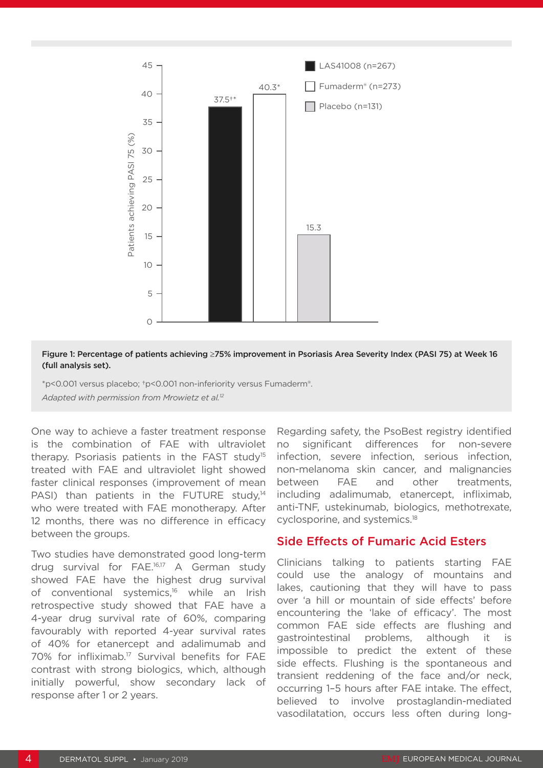Figure 1: Percentage of patients achieving ≥75% improvement in Psoriasis Area Severity Index (PASI 75) at Week 16 (full analysis set).

| | Patients achieving PASI 75 (%) |
|---|---|
| LAS41008 (n=267) | 37.5†* |
| Fumaderm® (n=273) | 40.3* |
| Placebo (n=131) | 15.3 |

*p<0.001 versus placebo; †p<0.001 non-inferiority versus Fumaderm®.

*Adapted with permission from Mrowietz et al.[12]*

One way to achieve a faster treatment response is the combination of FAE with ultraviolet therapy. Psoriasis patients in the FAST study[15] treated with FAE and ultraviolet light showed faster clinical responses (improvement of mean PASI) than patients in the FUTURE study,[14] who were treated with FAE monotherapy. After 12 months, there was no difference in efficacy between the groups.

Two studies have demonstrated good long-term drug survival for FAE.[16,17] A German study showed FAE have the highest drug survival of conventional systemics,[16] while an Irish retrospective study showed that FAE have a 4-year drug survival rate of 60%, comparing favourably with reported 4-year survival rates of 40% for etanercept and adalimumab and 70% for infliximab.[17] Survival benefits for FAE contrast with strong biologics, which, although initially powerful, show secondary lack of response after 1 or 2 years.

Regarding safety, the PsoBest registry identified no significant differences for non-severe infection, severe infection, serious infection, non-melanoma skin cancer, and malignancies between FAE and other treatments, including adalimumab, etanercept, infliximab, anti-TNF, ustekinumab, biologics, methotrexate, cyclosporine, and systemics.[18]

## Side Effects of Fumaric Acid Esters

Clinicians talking to patients starting FAE could use the analogy of mountains and lakes, cautioning that they will have to pass over 'a hill or mountain of side effects' before encountering the 'lake of efficacy'. The most common FAE side effects are flushing and gastrointestinal problems, although it is impossible to predict the extent of these side effects. Flushing is the spontaneous and transient reddening of the face and/or neck, occurring 1–5 hours after FAE intake. The effect, believed to involve prostaglandin-mediated vasodilatation, occurs less often during long-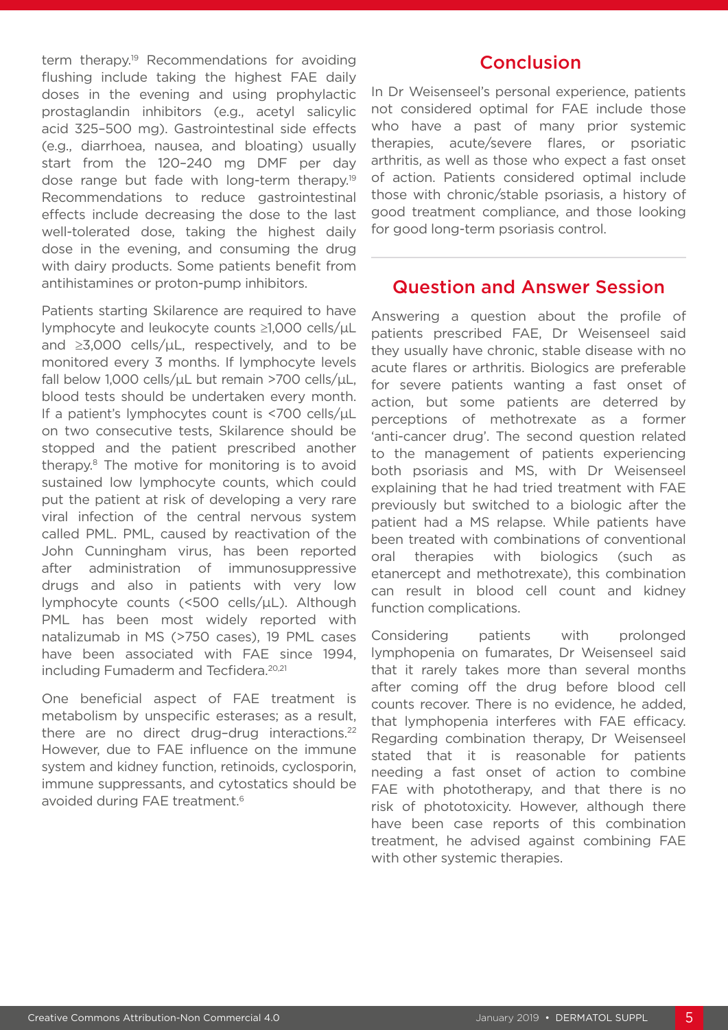term therapy.[19] Recommendations for avoiding flushing include taking the highest FAE daily doses in the evening and using prophylactic prostaglandin inhibitors (e.g., acetyl salicylic acid 325–500 mg). Gastrointestinal side effects (e.g., diarrhoea, nausea, and bloating) usually start from the 120–240 mg DMF per day dose range but fade with long-term therapy.[19] Recommendations to reduce gastrointestinal effects include decreasing the dose to the last well-tolerated dose, taking the highest daily dose in the evening, and consuming the drug with dairy products. Some patients benefit from antihistamines or proton-pump inhibitors.

Patients starting Skilarence are required to have lymphocyte and leukocyte counts ≥1,000 cells/μL and ≥3,000 cells/μL, respectively, and to be monitored every 3 months. If lymphocyte levels fall below 1,000 cells/μL but remain >700 cells/μL, blood tests should be undertaken every month. If a patient's lymphocytes count is <700 cells/μL on two consecutive tests, Skilarence should be stopped and the patient prescribed another therapy.[8] The motive for monitoring is to avoid sustained low lymphocyte counts, which could put the patient at risk of developing a very rare viral infection of the central nervous system called PML. PML, caused by reactivation of the John Cunningham virus, has been reported after administration of immunosuppressive drugs and also in patients with very low lymphocyte counts (<500 cells/μL). Although PML has been most widely reported with natalizumab in MS (>750 cases), 19 PML cases have been associated with FAE since 1994, including Fumaderm and Tecfidera.[20,21]

One beneficial aspect of FAE treatment is metabolism by unspecific esterases; as a result, there are no direct drug–drug interactions.[22] However, due to FAE influence on the immune system and kidney function, retinoids, cyclosporin, immune suppressants, and cytostatics should be avoided during FAE treatment.[6]

## Conclusion

In Dr Weisenseel's personal experience, patients not considered optimal for FAE include those who have a past of many prior systemic therapies, acute/severe flares, or psoriatic arthritis, as well as those who expect a fast onset of action. Patients considered optimal include those with chronic/stable psoriasis, a history of good treatment compliance, and those looking for good long-term psoriasis control.

## Question and Answer Session

Answering a question about the profile of patients prescribed FAE, Dr Weisenseel said they usually have chronic, stable disease with no acute flares or arthritis. Biologics are preferable for severe patients wanting a fast onset of action, but some patients are deterred by perceptions of methotrexate as a former 'anti-cancer drug'. The second question related to the management of patients experiencing both psoriasis and MS, with Dr Weisenseel explaining that he had tried treatment with FAE previously but switched to a biologic after the patient had a MS relapse. While patients have been treated with combinations of conventional oral therapies with biologics (such as etanercept and methotrexate), this combination can result in blood cell count and kidney function complications.

Considering patients with prolonged lymphopenia on fumarates, Dr Weisenseel said that it rarely takes more than several months after coming off the drug before blood cell counts recover. There is no evidence, he added, that lymphopenia interferes with FAE efficacy. Regarding combination therapy, Dr Weisenseel stated that it is reasonable for patients needing a fast onset of action to combine FAE with phototherapy, and that there is no risk of phototoxicity. However, although there have been case reports of this combination treatment, he advised against combining FAE with other systemic therapies.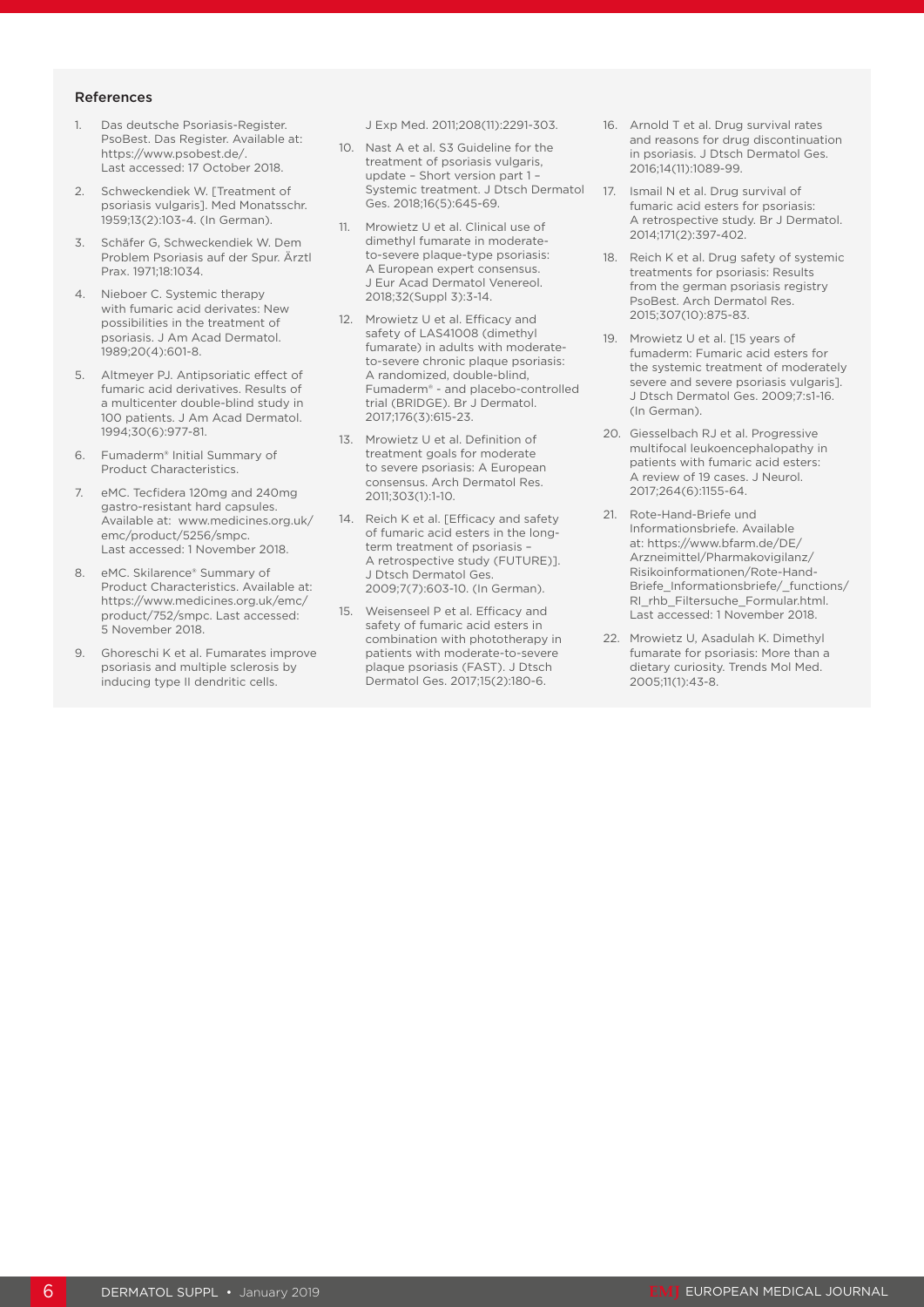## References

1. Das deutsche Psoriasis-Register. PsoBest. Das Register. Available at: https://www.psobest.de/. Last accessed: 17 October 2018.
2. Schweckendiek W. [Treatment of psoriasis vulgaris]. Med Monatsschr. 1959;13(2):103-4. (In German).
3. Schäfer G, Schweckendiek W. Dem Problem Psoriasis auf der Spur. Ärztl Prax. 1971;18:1034.
4. Nieboer C. Systemic therapy with fumaric acid derivates: New possibilities in the treatment of psoriasis. J Am Acad Dermatol. 1989;20(4):601-8.
5. Altmeyer PJ. Antipsoriatic effect of fumaric acid derivatives. Results of a multicenter double-blind study in 100 patients. J Am Acad Dermatol. 1994;30(6):977-81.
6. Fumaderm® Initial Summary of Product Characteristics.
7. eMC. Tecfidera 120mg and 240mg gastro-resistant hard capsules. Available at: www.medicines.org.uk/emc/product/5256/smpc. Last accessed: 1 November 2018.
8. eMC. Skilarence® Summary of Product Characteristics. Available at: https://www.medicines.org.uk/emc/product/752/smpc. Last accessed: 5 November 2018.
9. Ghoreschi K et al. Fumarates improve psoriasis and multiple sclerosis by inducing type II dendritic cells. J Exp Med. 2011;208(11):2291-303.
10. Nast A et al. S3 Guideline for the treatment of psoriasis vulgaris, update – Short version part 1 – Systemic treatment. J Dtsch Dermatol Ges. 2018;16(5):645-69.
11. Mrowietz U et al. Clinical use of dimethyl fumarate in moderate-to-severe plaque-type psoriasis: A European expert consensus. J Eur Acad Dermatol Venereol. 2018;32(Suppl 3):3-14.
12. Mrowietz U et al. Efficacy and safety of LAS41008 (dimethyl fumarate) in adults with moderate-to-severe chronic plaque psoriasis: A randomized, double-blind, Fumaderm® - and placebo-controlled trial (BRIDGE). Br J Dermatol. 2017;176(3):615-23.
13. Mrowietz U et al. Definition of treatment goals for moderate to severe psoriasis: A European consensus. Arch Dermatol Res. 2011;303(1):1-10.
14. Reich K et al. [Efficacy and safety of fumaric acid esters in the long-term treatment of psoriasis – A retrospective study (FUTURE)]. J Dtsch Dermatol Ges. 2009;7(7):603-10. (In German).
15. Weisenseel P et al. Efficacy and safety of fumaric acid esters in combination with phototherapy in patients with moderate-to-severe plaque psoriasis (FAST). J Dtsch Dermatol Ges. 2017;15(2):180-6.
16. Arnold T et al. Drug survival rates and reasons for drug discontinuation in psoriasis. J Dtsch Dermatol Ges. 2016;14(11):1089-99.
17. Ismail N et al. Drug survival of fumaric acid esters for psoriasis: A retrospective study. Br J Dermatol. 2014;171(2):397-402.
18. Reich K et al. Drug safety of systemic treatments for psoriasis: Results from the german psoriasis registry PsoBest. Arch Dermatol Res. 2015;307(10):875-83.
19. Mrowietz U et al. [15 years of fumaderm: Fumaric acid esters for the systemic treatment of moderately severe and severe psoriasis vulgaris]. J Dtsch Dermatol Ges. 2009;7:s1-16. (In German).
20. Giesselbach RJ et al. Progressive multifocal leukoencephalopathy in patients with fumaric acid esters: A review of 19 cases. J Neurol. 2017;264(6):1155-64.
21. Rote-Hand-Briefe und Informationsbriefe. Available at: https://www.bfarm.de/DE/Arzneimittel/Pharmakovigilanz/Risikoinformationen/Rote-Hand-Briefe_Informationsbriefe/_functions/RI_rhb_Filtersuche_Formular.html. Last accessed: 1 November 2018.
22. Mrowietz U, Asadulah K. Dimethyl fumarate for psoriasis: More than a dietary curiosity. Trends Mol Med. 2005;11(1):43-8.